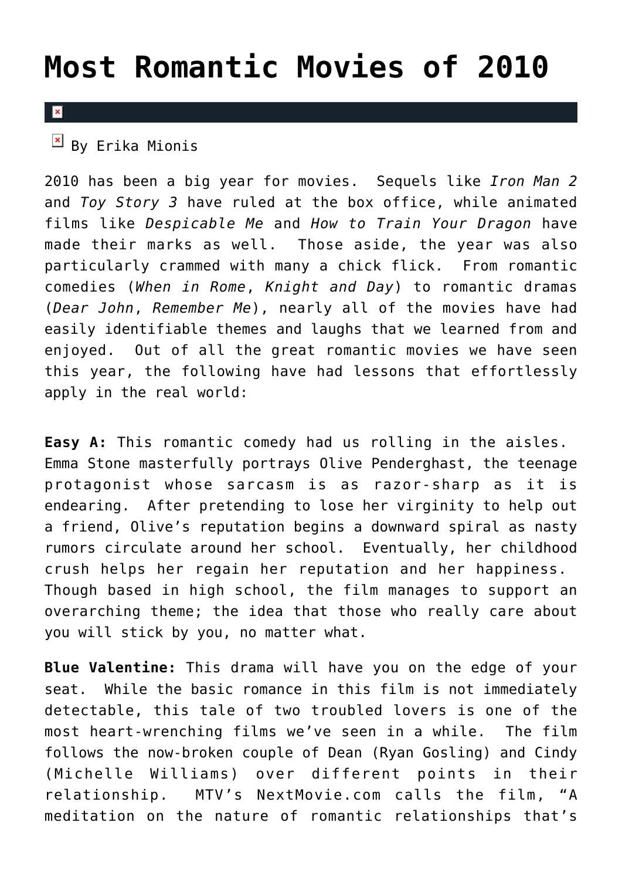# Most Romantic Movies of 2010

By Erika Mionis

2010 has been a big year for movies. Sequels like *Iron Man 2* and *Toy Story 3* have ruled at the box office, while animated films like *Despicable Me* and *How to Train Your Dragon* have made their marks as well. Those aside, the year was also particularly crammed with many a chick flick. From romantic comedies (*When in Rome*, *Knight and Day*) to romantic dramas (*Dear John*, *Remember Me*), nearly all of the movies have had easily identifiable themes and laughs that we learned from and enjoyed. Out of all the great romantic movies we have seen this year, the following have had lessons that effortlessly apply in the real world:

**Easy A:** This romantic comedy had us rolling in the aisles. Emma Stone masterfully portrays Olive Penderghast, the teenage protagonist whose sarcasm is as razor-sharp as it is endearing. After pretending to lose her virginity to help out a friend, Olive's reputation begins a downward spiral as nasty rumors circulate around her school. Eventually, her childhood crush helps her regain her reputation and her happiness. Though based in high school, the film manages to support an overarching theme; the idea that those who really care about you will stick by you, no matter what.

**Blue Valentine:** This drama will have you on the edge of your seat. While the basic romance in this film is not immediately detectable, this tale of two troubled lovers is one of the most heart-wrenching films we've seen in a while. The film follows the now-broken couple of Dean (Ryan Gosling) and Cindy (Michelle Williams) over different points in their relationship. MTV's NextMovie.com calls the film, "A meditation on the nature of romantic relationships that's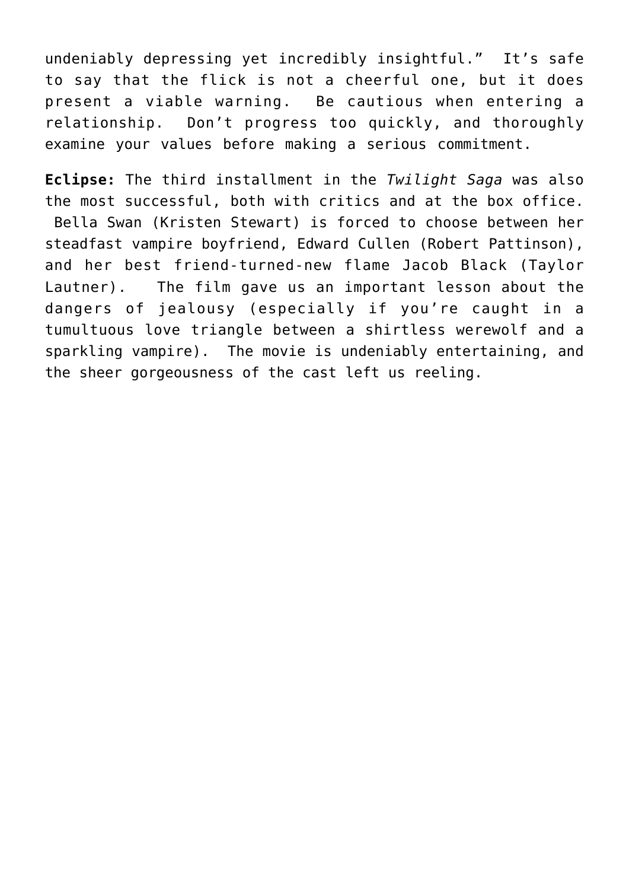undeniably depressing yet incredibly insightful." It's safe to say that the flick is not a cheerful one, but it does present a viable warning. Be cautious when entering a relationship. Don't progress too quickly, and thoroughly examine your values before making a serious commitment.

**Eclipse:** The third installment in the *Twilight Saga* was also the most successful, both with critics and at the box office. Bella Swan (Kristen Stewart) is forced to choose between her steadfast vampire boyfriend, Edward Cullen (Robert Pattinson), and her best friend-turned-new flame Jacob Black (Taylor Lautner). The film gave us an important lesson about the dangers of jealousy (especially if you're caught in a tumultuous love triangle between a shirtless werewolf and a sparkling vampire). The movie is undeniably entertaining, and the sheer gorgeousness of the cast left us reeling.